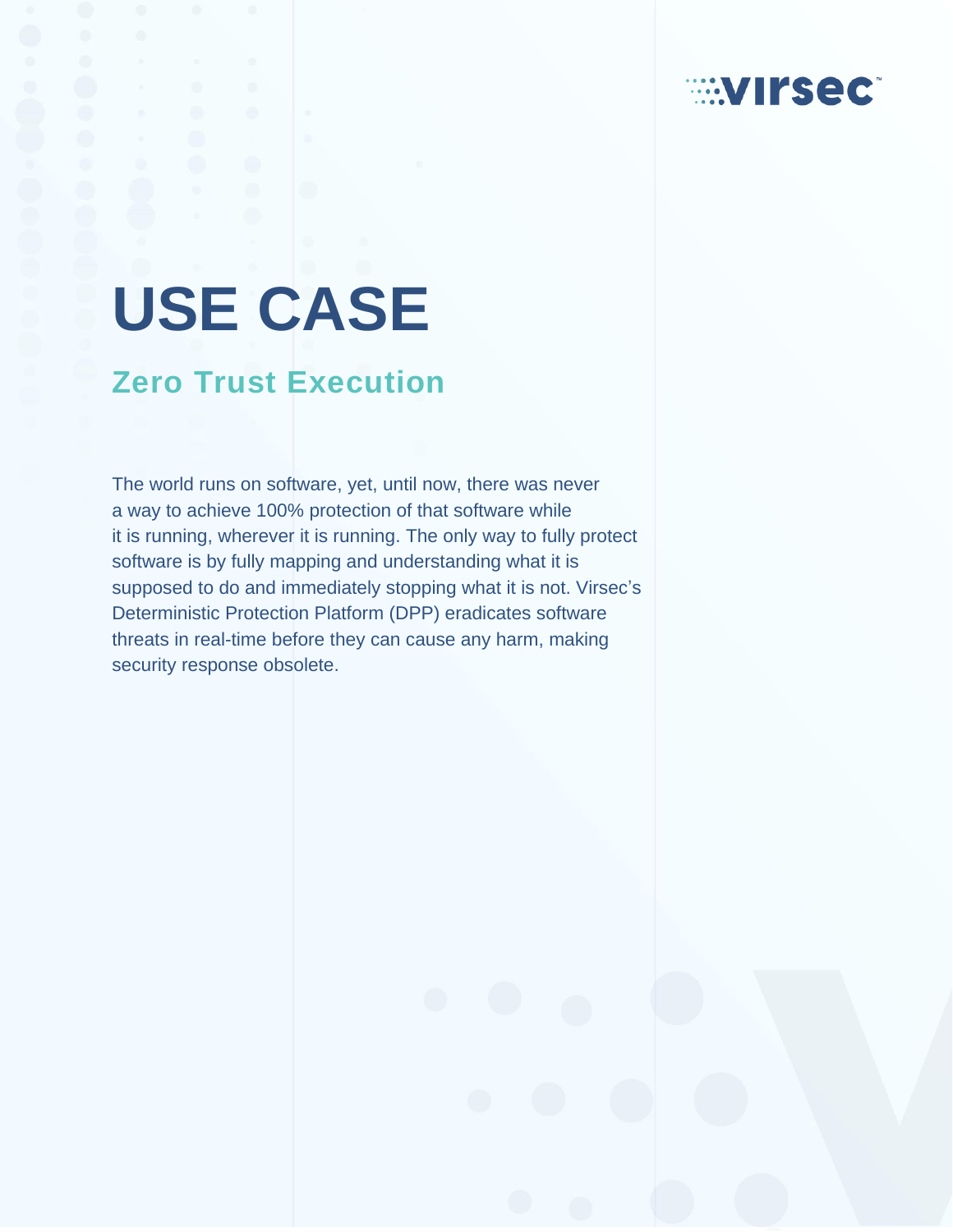# USE CASE

## Zero Trust Execution

The world runs on software, yet, until now, there was never a way to achieve 100% protection of that software while it is running, wherever it is running. The only way to fully protect software is by fully mapping and understanding what it is supposed to do and immediately stopping what it is not. Virsec's Deterministic Protection Platform (DPP) eradicates software threats in real-time before they can cause any harm, making security response obsolete.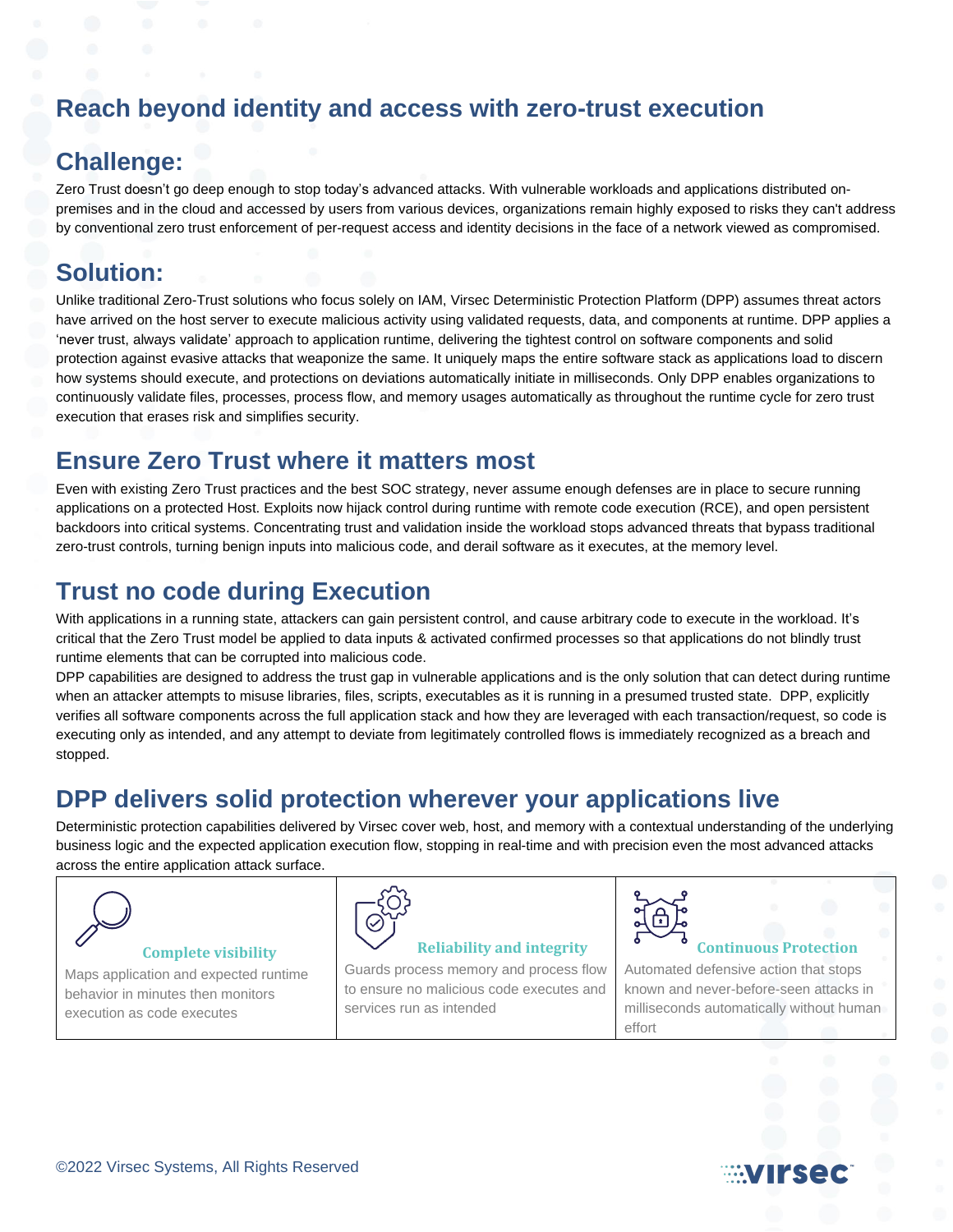# Reach beyond identity and access with zero-trust execution

## Challenge:

Zero Trust doesn't go deep enough to stop today's advanced attacks. With vulnerable workloads and applications distributed on-premises and in the cloud and accessed by users from various devices, organizations remain highly exposed to risks they can't address by conventional zero trust enforcement of per-request access and identity decisions in the face of a network viewed as compromised.

## Solution:

Unlike traditional Zero-Trust solutions who focus solely on IAM, Virsec Deterministic Protection Platform (DPP) assumes threat actors have arrived on the host server to execute malicious activity using validated requests, data, and components at runtime. DPP applies a 'never trust, always validate' approach to application runtime, delivering the tightest control on software components and solid protection against evasive attacks that weaponize the same. It uniquely maps the entire software stack as applications load to discern how systems should execute, and protections on deviations automatically initiate in milliseconds. Only DPP enables organizations to continuously validate files, processes, process flow, and memory usages automatically as throughout the runtime cycle for zero trust execution that erases risk and simplifies security.

## Ensure Zero Trust where it matters most

Even with existing Zero Trust practices and the best SOC strategy, never assume enough defenses are in place to secure running applications on a protected Host. Exploits now hijack control during runtime with remote code execution (RCE), and open persistent backdoors into critical systems. Concentrating trust and validation inside the workload stops advanced threats that bypass traditional zero-trust controls, turning benign inputs into malicious code, and derail software as it executes, at the memory level.

## Trust no code during Execution

With applications in a running state, attackers can gain persistent control, and cause arbitrary code to execute in the workload. It's critical that the Zero Trust model be applied to data inputs & activated confirmed processes so that applications do not blindly trust runtime elements that can be corrupted into malicious code.

DPP capabilities are designed to address the trust gap in vulnerable applications and is the only solution that can detect during runtime when an attacker attempts to misuse libraries, files, scripts, executables as it is running in a presumed trusted state. DPP, explicitly verifies all software components across the full application stack and how they are leveraged with each transaction/request, so code is executing only as intended, and any attempt to deviate from legitimately controlled flows is immediately recognized as a breach and stopped.

## DPP delivers solid protection wherever your applications live

Deterministic protection capabilities delivered by Virsec cover web, host, and memory with a contextual understanding of the underlying business logic and the expected application execution flow, stopping in real-time and with precision even the most advanced attacks across the entire application attack surface.

| Complete visibility | Reliability and integrity | Continuous Protection |
| --- | --- | --- |
| Maps application and expected runtime behavior in minutes then monitors execution as code executes | Guards process memory and process flow to ensure no malicious code executes and services run as intended | Automated defensive action that stops known and never-before-seen attacks in milliseconds automatically without human effort |

©2022 Virsec Systems, All Rights Reserved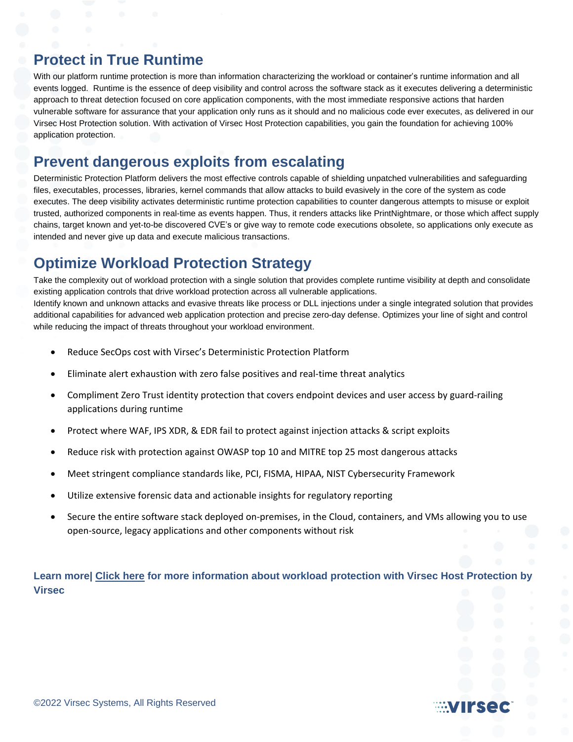## Protect in True Runtime

With our platform runtime protection is more than information characterizing the workload or container's runtime information and all events logged. Runtime is the essence of deep visibility and control across the software stack as it executes delivering a deterministic approach to threat detection focused on core application components, with the most immediate responsive actions that harden vulnerable software for assurance that your application only runs as it should and no malicious code ever executes, as delivered in our Virsec Host Protection solution. With activation of Virsec Host Protection capabilities, you gain the foundation for achieving 100% application protection.

## Prevent dangerous exploits from escalating

Deterministic Protection Platform delivers the most effective controls capable of shielding unpatched vulnerabilities and safeguarding files, executables, processes, libraries, kernel commands that allow attacks to build evasively in the core of the system as code executes. The deep visibility activates deterministic runtime protection capabilities to counter dangerous attempts to misuse or exploit trusted, authorized components in real-time as events happen. Thus, it renders attacks like PrintNightmare, or those which affect supply chains, target known and yet-to-be discovered CVE's or give way to remote code executions obsolete, so applications only execute as intended and never give up data and execute malicious transactions.

## Optimize Workload Protection Strategy

Take the complexity out of workload protection with a single solution that provides complete runtime visibility at depth and consolidate existing application controls that drive workload protection across all vulnerable applications.
Identify known and unknown attacks and evasive threats like process or DLL injections under a single integrated solution that provides additional capabilities for advanced web application protection and precise zero-day defense. Optimizes your line of sight and control while reducing the impact of threats throughout your workload environment.

- Reduce SecOps cost with Virsec's Deterministic Protection Platform
- Eliminate alert exhaustion with zero false positives and real-time threat analytics
- Compliment Zero Trust identity protection that covers endpoint devices and user access by guard-railing applications during runtime
- Protect where WAF, IPS XDR, & EDR fail to protect against injection attacks & script exploits
- Reduce risk with protection against OWASP top 10 and MITRE top 25 most dangerous attacks
- Meet stringent compliance standards like, PCI, FISMA, HIPAA, NIST Cybersecurity Framework
- Utilize extensive forensic data and actionable insights for regulatory reporting
- Secure the entire software stack deployed on-premises, in the Cloud, containers, and VMs allowing you to use open-source, legacy applications and other components without risk

**Learn more| Click here for more information about workload protection with Virsec Host Protection by Virsec**

©2022 Virsec Systems, All Rights Reserved

virsec